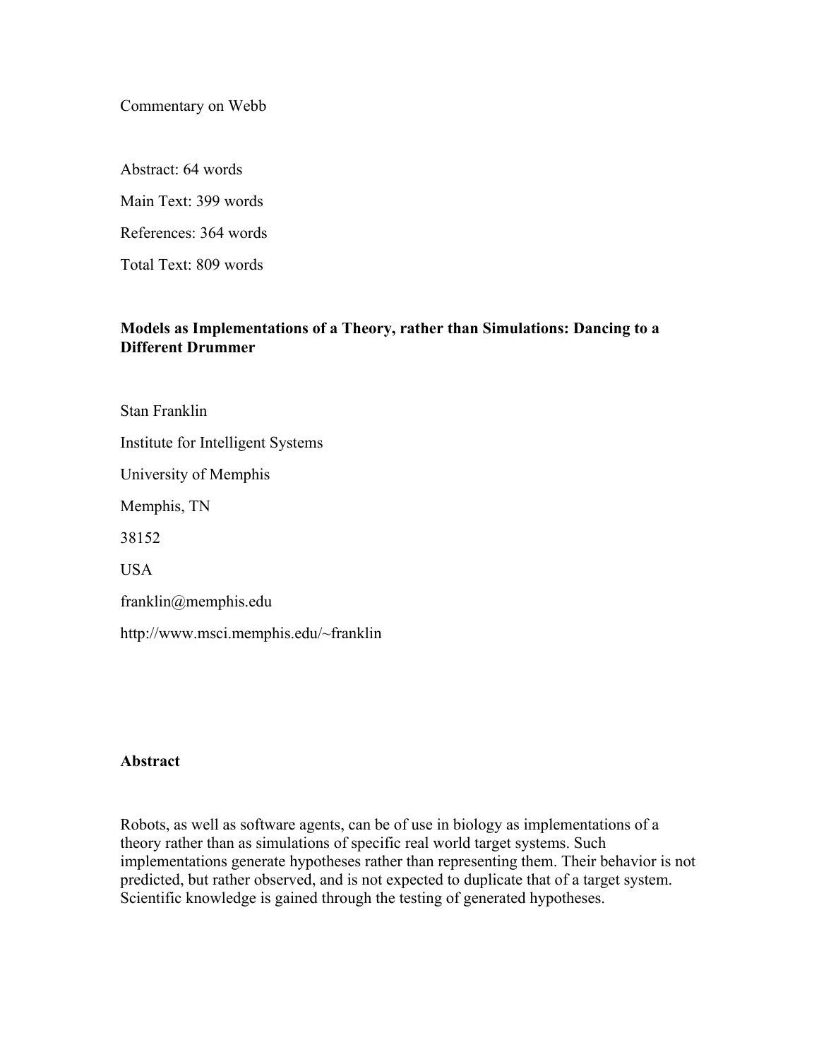Commentary on Webb

Abstract: 64 words

Main Text: 399 words

References: 364 words

Total Text: 809 words

**Models as Implementations of a Theory, rather than Simulations: Dancing to a Different Drummer**

Stan Franklin

Institute for Intelligent Systems

University of Memphis

Memphis, TN

38152

USA

franklin@memphis.edu

http://www.msci.memphis.edu/~franklin

**Abstract**

Robots, as well as software agents, can be of use in biology as implementations of a theory rather than as simulations of specific real world target systems. Such implementations generate hypotheses rather than representing them. Their behavior is not predicted, but rather observed, and is not expected to duplicate that of a target system. Scientific knowledge is gained through the testing of generated hypotheses.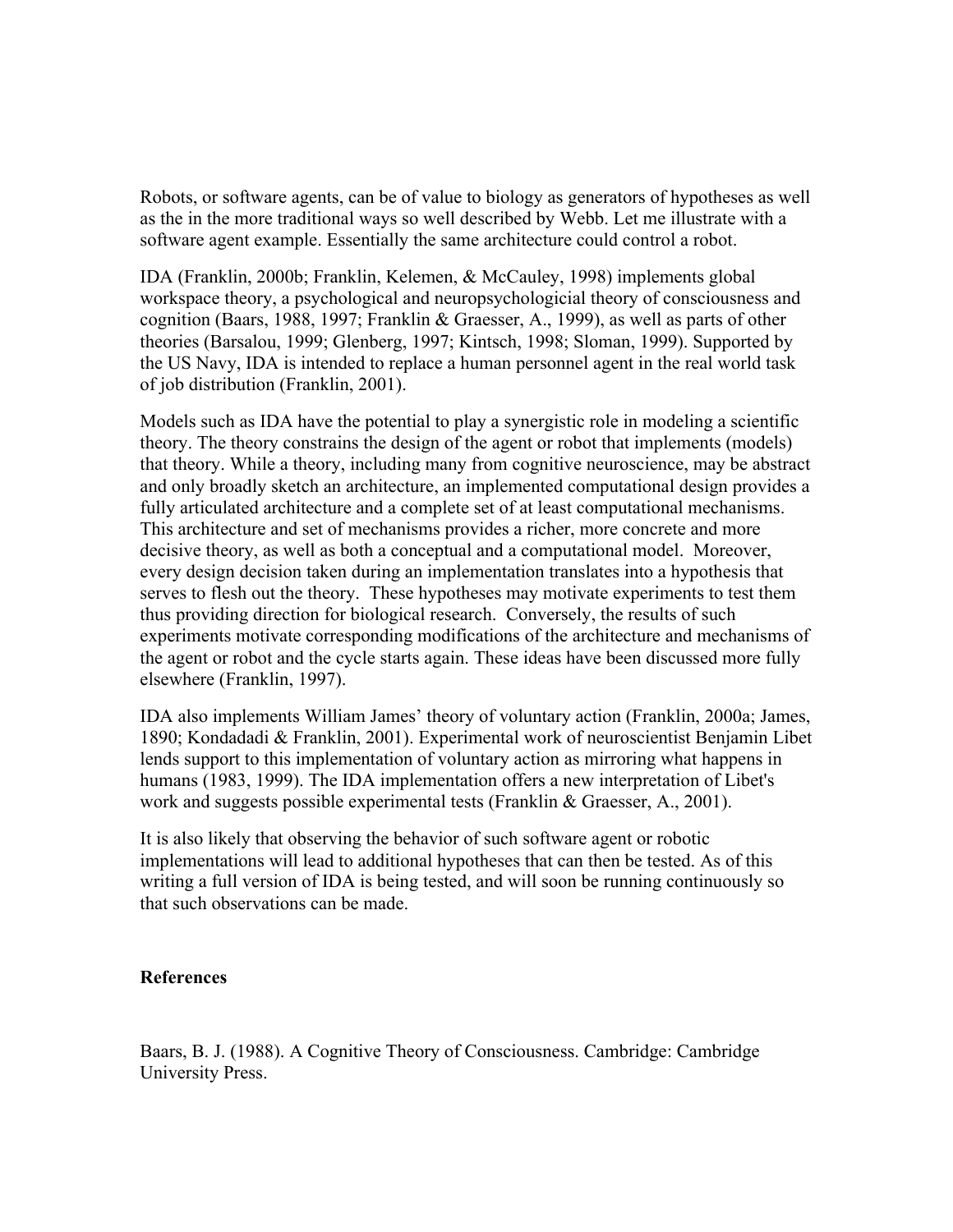Robots, or software agents, can be of value to biology as generators of hypotheses as well as the in the more traditional ways so well described by Webb. Let me illustrate with a software agent example. Essentially the same architecture could control a robot.

IDA (Franklin, 2000b; Franklin, Kelemen, & McCauley, 1998) implements global workspace theory, a psychological and neuropsychologicial theory of consciousness and cognition (Baars, 1988, 1997; Franklin & Graesser, A., 1999), as well as parts of other theories (Barsalou, 1999; Glenberg, 1997; Kintsch, 1998; Sloman, 1999). Supported by the US Navy, IDA is intended to replace a human personnel agent in the real world task of job distribution (Franklin, 2001).

Models such as IDA have the potential to play a synergistic role in modeling a scientific theory. The theory constrains the design of the agent or robot that implements (models) that theory. While a theory, including many from cognitive neuroscience, may be abstract and only broadly sketch an architecture, an implemented computational design provides a fully articulated architecture and a complete set of at least computational mechanisms. This architecture and set of mechanisms provides a richer, more concrete and more decisive theory, as well as both a conceptual and a computational model. Moreover, every design decision taken during an implementation translates into a hypothesis that serves to flesh out the theory. These hypotheses may motivate experiments to test them thus providing direction for biological research. Conversely, the results of such experiments motivate corresponding modifications of the architecture and mechanisms of the agent or robot and the cycle starts again. These ideas have been discussed more fully elsewhere (Franklin, 1997).

IDA also implements William James' theory of voluntary action (Franklin, 2000a; James, 1890; Kondadadi & Franklin, 2001). Experimental work of neuroscientist Benjamin Libet lends support to this implementation of voluntary action as mirroring what happens in humans (1983, 1999). The IDA implementation offers a new interpretation of Libet's work and suggests possible experimental tests (Franklin & Graesser, A., 2001).

It is also likely that observing the behavior of such software agent or robotic implementations will lead to additional hypotheses that can then be tested. As of this writing a full version of IDA is being tested, and will soon be running continuously so that such observations can be made.

**References**

Baars, B. J. (1988). A Cognitive Theory of Consciousness. Cambridge: Cambridge University Press.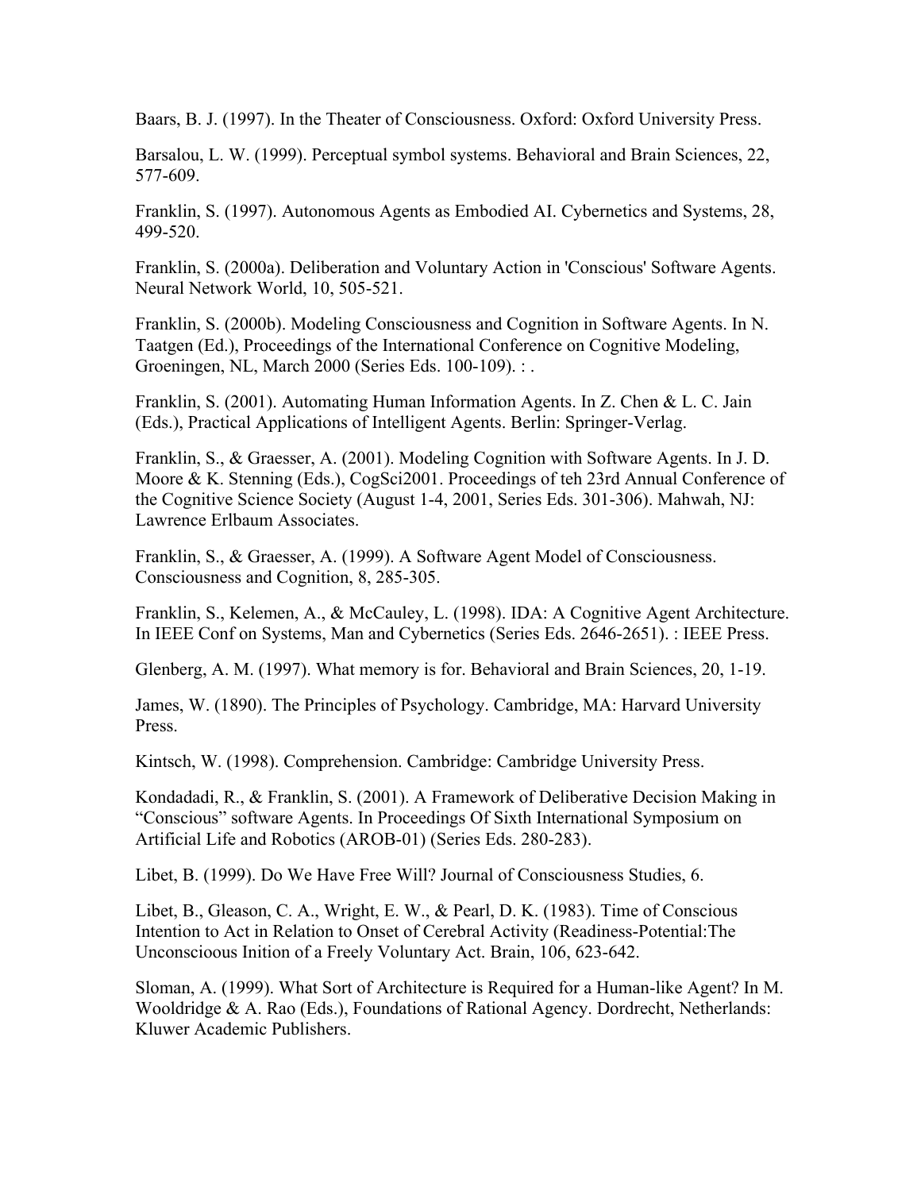Baars, B. J. (1997). In the Theater of Consciousness. Oxford: Oxford University Press.

Barsalou, L. W. (1999). Perceptual symbol systems. Behavioral and Brain Sciences, 22, 577-609.

Franklin, S. (1997). Autonomous Agents as Embodied AI. Cybernetics and Systems, 28, 499-520.

Franklin, S. (2000a). Deliberation and Voluntary Action in 'Conscious' Software Agents. Neural Network World, 10, 505-521.

Franklin, S. (2000b). Modeling Consciousness and Cognition in Software Agents. In N. Taatgen (Ed.), Proceedings of the International Conference on Cognitive Modeling, Groeningen, NL, March 2000 (Series Eds. 100-109). : .

Franklin, S. (2001). Automating Human Information Agents. In Z. Chen & L. C. Jain (Eds.), Practical Applications of Intelligent Agents. Berlin: Springer-Verlag.

Franklin, S., & Graesser, A. (2001). Modeling Cognition with Software Agents. In J. D. Moore & K. Stenning (Eds.), CogSci2001. Proceedings of teh 23rd Annual Conference of the Cognitive Science Society (August 1-4, 2001, Series Eds. 301-306). Mahwah, NJ: Lawrence Erlbaum Associates.

Franklin, S., & Graesser, A. (1999). A Software Agent Model of Consciousness. Consciousness and Cognition, 8, 285-305.

Franklin, S., Kelemen, A., & McCauley, L. (1998). IDA: A Cognitive Agent Architecture. In IEEE Conf on Systems, Man and Cybernetics (Series Eds. 2646-2651). : IEEE Press.

Glenberg, A. M. (1997). What memory is for. Behavioral and Brain Sciences, 20, 1-19.

James, W. (1890). The Principles of Psychology. Cambridge, MA: Harvard University Press.

Kintsch, W. (1998). Comprehension. Cambridge: Cambridge University Press.

Kondadadi, R., & Franklin, S. (2001). A Framework of Deliberative Decision Making in "Conscious" software Agents. In Proceedings Of Sixth International Symposium on Artificial Life and Robotics (AROB-01) (Series Eds. 280-283).

Libet, B. (1999). Do We Have Free Will? Journal of Consciousness Studies, 6.

Libet, B., Gleason, C. A., Wright, E. W., & Pearl, D. K. (1983). Time of Conscious Intention to Act in Relation to Onset of Cerebral Activity (Readiness-Potential:The Unconscioous Inition of a Freely Voluntary Act. Brain, 106, 623-642.

Sloman, A. (1999). What Sort of Architecture is Required for a Human-like Agent? In M. Wooldridge & A. Rao (Eds.), Foundations of Rational Agency. Dordrecht, Netherlands: Kluwer Academic Publishers.